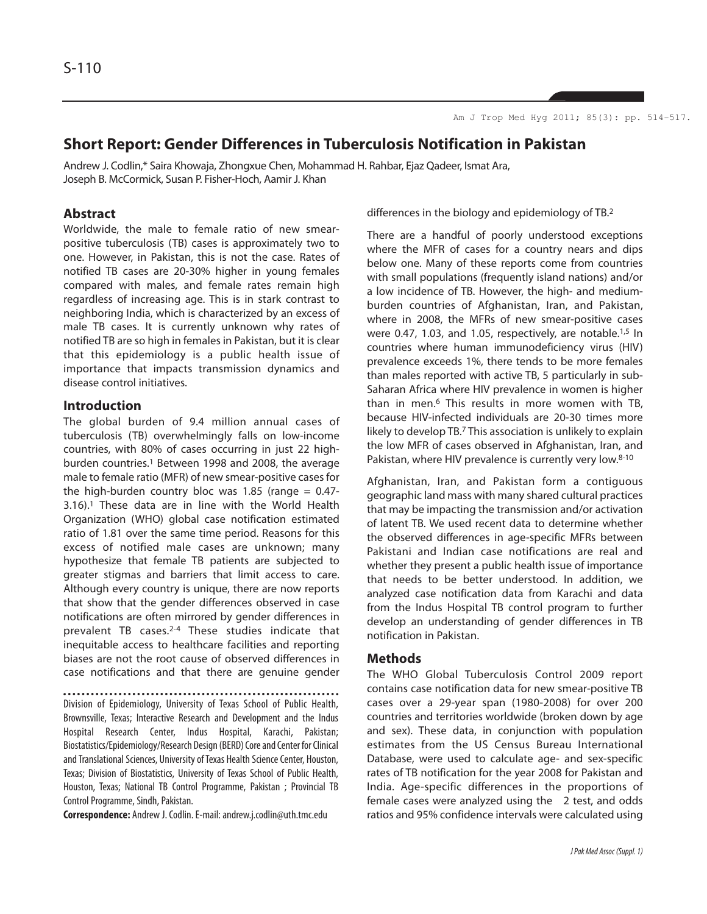# Short Report: Gender Differences in Tuberculosis Notification in Pakistan

Andrew J. Codlin,* Saira Khowaja, Zhongxue Chen, Mohammad H. Rahbar, Ejaz Qadeer, Ismat Ara, Joseph B. McCormick, Susan P. Fisher-Hoch, Aamir J. Khan

## Abstract

Worldwide, the male to female ratio of new smear-positive tuberculosis (TB) cases is approximately two to one. However, in Pakistan, this is not the case. Rates of notified TB cases are 20-30% higher in young females compared with males, and female rates remain high regardless of increasing age. This is in stark contrast to neighboring India, which is characterized by an excess of male TB cases. It is currently unknown why rates of notified TB are so high in females in Pakistan, but it is clear that this epidemiology is a public health issue of importance that impacts transmission dynamics and disease control initiatives.

## Introduction

The global burden of 9.4 million annual cases of tuberculosis (TB) overwhelmingly falls on low-income countries, with 80% of cases occurring in just 22 high-burden countries.[1] Between 1998 and 2008, the average male to female ratio (MFR) of new smear-positive cases for the high-burden country bloc was 1.85 (range = 0.47-3.16).[1] These data are in line with the World Health Organization (WHO) global case notification estimated ratio of 1.81 over the same time period. Reasons for this excess of notified male cases are unknown; many hypothesize that female TB patients are subjected to greater stigmas and barriers that limit access to care. Although every country is unique, there are now reports that show that the gender differences observed in case notifications are often mirrored by gender differences in prevalent TB cases.[2-4] These studies indicate that inequitable access to healthcare facilities and reporting biases are not the root cause of observed differences in case notifications and that there are genuine gender differences in the biology and epidemiology of TB.[2]

There are a handful of poorly understood exceptions where the MFR of cases for a country nears and dips below one. Many of these reports come from countries with small populations (frequently island nations) and/or a low incidence of TB. However, the high- and medium-burden countries of Afghanistan, Iran, and Pakistan, where in 2008, the MFRs of new smear-positive cases were 0.47, 1.03, and 1.05, respectively, are notable.[1,5] In countries where human immunodeficiency virus (HIV) prevalence exceeds 1%, there tends to be more females than males reported with active TB, 5 particularly in sub-Saharan Africa where HIV prevalence in women is higher than in men.[6] This results in more women with TB, because HIV-infected individuals are 20-30 times more likely to develop TB.[7] This association is unlikely to explain the low MFR of cases observed in Afghanistan, Iran, and Pakistan, where HIV prevalence is currently very low.[8-10]

Afghanistan, Iran, and Pakistan form a contiguous geographic land mass with many shared cultural practices that may be impacting the transmission and/or activation of latent TB. We used recent data to determine whether the observed differences in age-specific MFRs between Pakistani and Indian case notifications are real and whether they present a public health issue of importance that needs to be better understood. In addition, we analyzed case notification data from Karachi and data from the Indus Hospital TB control program to further develop an understanding of gender differences in TB notification in Pakistan.

## Methods

The WHO Global Tuberculosis Control 2009 report contains case notification data for new smear-positive TB cases over a 29-year span (1980-2008) for over 200 countries and territories worldwide (broken down by age and sex). These data, in conjunction with population estimates from the US Census Bureau International Database, were used to calculate age- and sex-specific rates of TB notification for the year 2008 for Pakistan and India. Age-specific differences in the proportions of female cases were analyzed using the $\chi^2$ test, and odds ratios and 95% confidence intervals were calculated using

---

Division of Epidemiology, University of Texas School of Public Health, Brownsville, Texas; Interactive Research and Development and the Indus Hospital Research Center, Indus Hospital, Karachi, Pakistan; Biostatistics/Epidemiology/Research Design (BERD) Core and Center for Clinical and Translational Sciences, University of Texas Health Science Center, Houston, Texas; Division of Biostatistics, University of Texas School of Public Health, Houston, Texas; National TB Control Programme, Pakistan ; Provincial TB Control Programme, Sindh, Pakistan.

**Correspondence:** Andrew J. Codlin. E-mail: andrew.j.codlin@uth.tmc.edu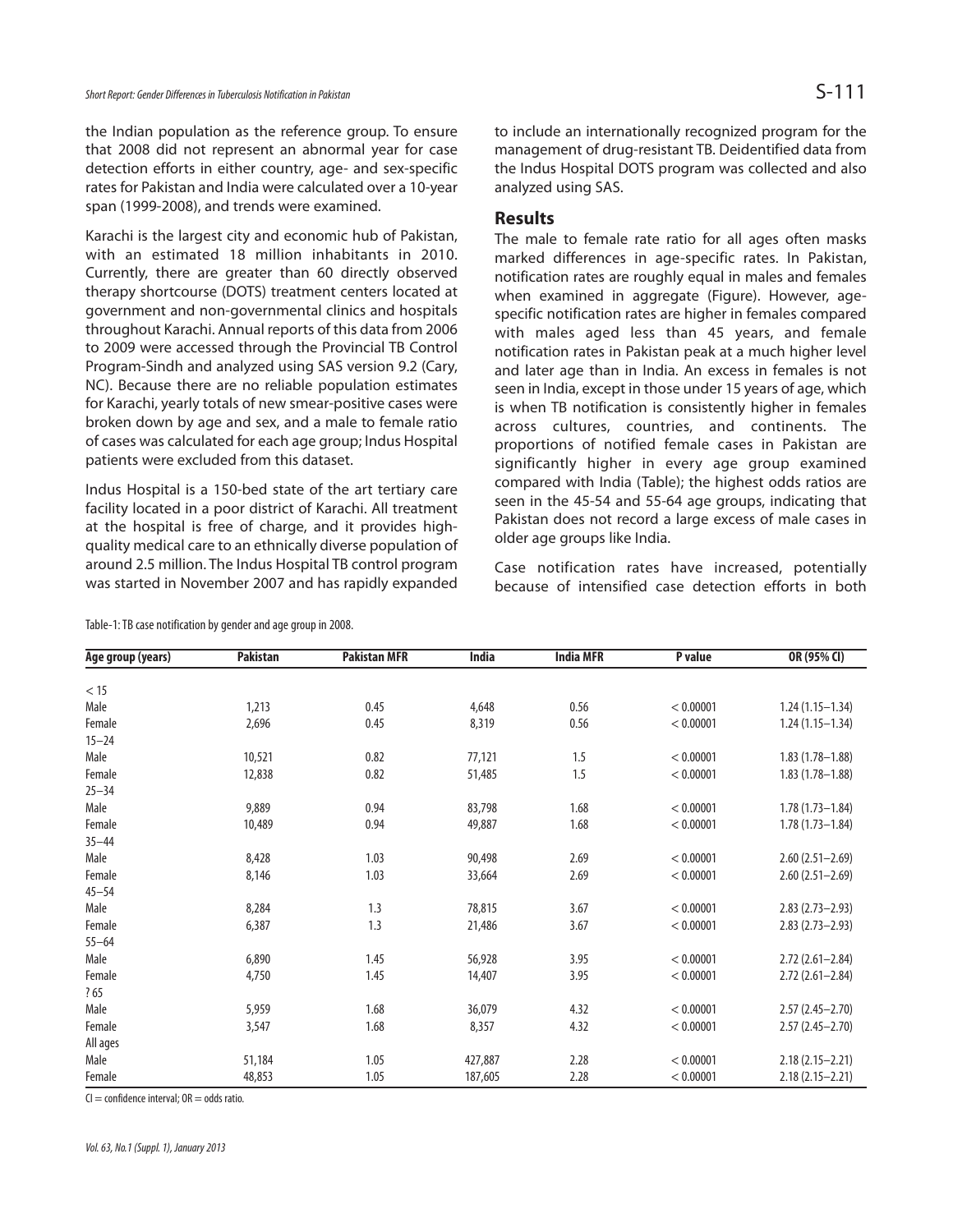the Indian population as the reference group. To ensure that 2008 did not represent an abnormal year for case detection efforts in either country, age- and sex-specific rates for Pakistan and India were calculated over a 10-year span (1999-2008), and trends were examined.

Karachi is the largest city and economic hub of Pakistan, with an estimated 18 million inhabitants in 2010. Currently, there are greater than 60 directly observed therapy shortcourse (DOTS) treatment centers located at government and non-governmental clinics and hospitals throughout Karachi. Annual reports of this data from 2006 to 2009 were accessed through the Provincial TB Control Program-Sindh and analyzed using SAS version 9.2 (Cary, NC). Because there are no reliable population estimates for Karachi, yearly totals of new smear-positive cases were broken down by age and sex, and a male to female ratio of cases was calculated for each age group; Indus Hospital patients were excluded from this dataset.

Indus Hospital is a 150-bed state of the art tertiary care facility located in a poor district of Karachi. All treatment at the hospital is free of charge, and it provides high-quality medical care to an ethnically diverse population of around 2.5 million. The Indus Hospital TB control program was started in November 2007 and has rapidly expanded to include an internationally recognized program for the management of drug-resistant TB. Deidentified data from the Indus Hospital DOTS program was collected and also analyzed using SAS.

## Results

The male to female rate ratio for all ages often masks marked differences in age-specific rates. In Pakistan, notification rates are roughly equal in males and females when examined in aggregate (Figure). However, age-specific notification rates are higher in females compared with males aged less than 45 years, and female notification rates in Pakistan peak at a much higher level and later age than in India. An excess in females is not seen in India, except in those under 15 years of age, which is when TB notification is consistently higher in females across cultures, countries, and continents. The proportions of notified female cases in Pakistan are significantly higher in every age group examined compared with India (Table); the highest odds ratios are seen in the 45-54 and 55-64 age groups, indicating that Pakistan does not record a large excess of male cases in older age groups like India.

Case notification rates have increased, potentially because of intensified case detection efforts in both

Table-1: TB case notification by gender and age group in 2008.

| Age group (years) | Pakistan | Pakistan MFR | India | India MFR | P value | OR (95% CI) |
|---|---|---|---|---|---|---|
| < 15 | | | | | | |
| Male | 1,213 | 0.45 | 4,648 | 0.56 | < 0.00001 | 1.24 (1.15–1.34) |
| Female | 2,696 | 0.45 | 8,319 | 0.56 | < 0.00001 | 1.24 (1.15–1.34) |
| 15–24 | | | | | | |
| Male | 10,521 | 0.82 | 77,121 | 1.5 | < 0.00001 | 1.83 (1.78–1.88) |
| Female | 12,838 | 0.82 | 51,485 | 1.5 | < 0.00001 | 1.83 (1.78–1.88) |
| 25–34 | | | | | | |
| Male | 9,889 | 0.94 | 83,798 | 1.68 | < 0.00001 | 1.78 (1.73–1.84) |
| Female | 10,489 | 0.94 | 49,887 | 1.68 | < 0.00001 | 1.78 (1.73–1.84) |
| 35–44 | | | | | | |
| Male | 8,428 | 1.03 | 90,498 | 2.69 | < 0.00001 | 2.60 (2.51–2.69) |
| Female | 8,146 | 1.03 | 33,664 | 2.69 | < 0.00001 | 2.60 (2.51–2.69) |
| 45–54 | | | | | | |
| Male | 8,284 | 1.3 | 78,815 | 3.67 | < 0.00001 | 2.83 (2.73–2.93) |
| Female | 6,387 | 1.3 | 21,486 | 3.67 | < 0.00001 | 2.83 (2.73–2.93) |
| 55–64 | | | | | | |
| Male | 6,890 | 1.45 | 56,928 | 3.95 | < 0.00001 | 2.72 (2.61–2.84) |
| Female | 4,750 | 1.45 | 14,407 | 3.95 | < 0.00001 | 2.72 (2.61–2.84) |
| ? 65 | | | | | | |
| Male | 5,959 | 1.68 | 36,079 | 4.32 | < 0.00001 | 2.57 (2.45–2.70) |
| Female | 3,547 | 1.68 | 8,357 | 4.32 | < 0.00001 | 2.57 (2.45–2.70) |
| All ages | | | | | | |
| Male | 51,184 | 1.05 | 427,887 | 2.28 | < 0.00001 | 2.18 (2.15–2.21) |
| Female | 48,853 | 1.05 | 187,605 | 2.28 | < 0.00001 | 2.18 (2.15–2.21) |

CI = confidence interval; OR = odds ratio.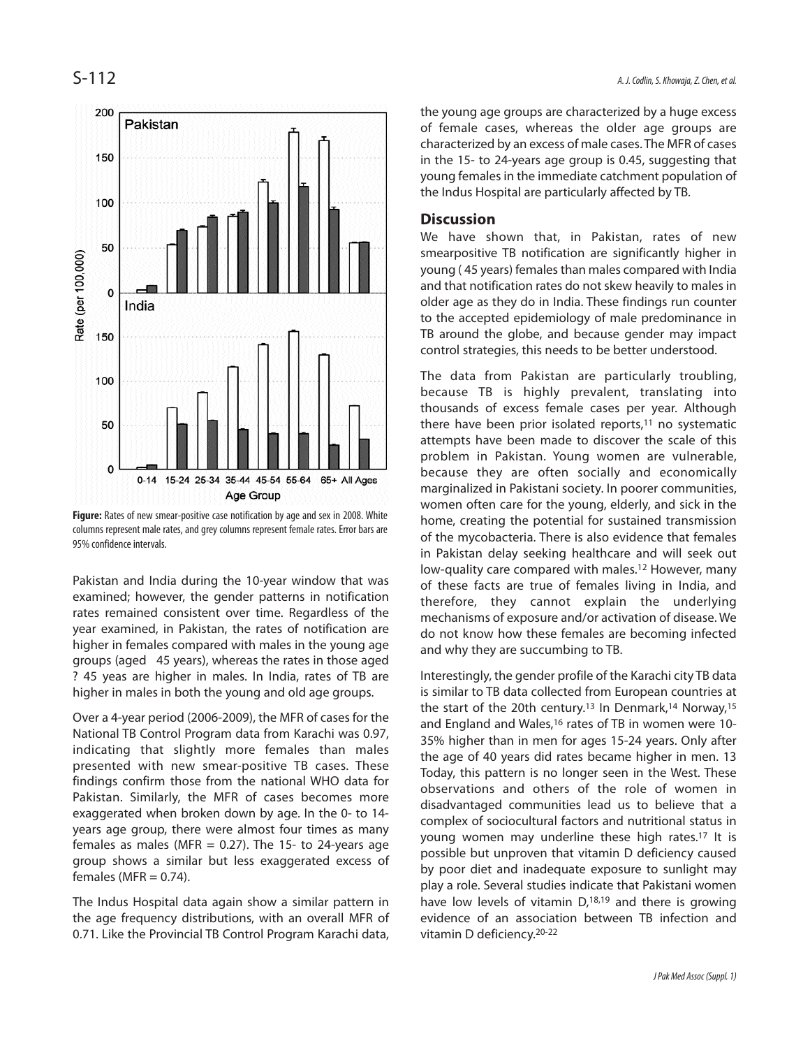**Figure:** Rates of new smear-positive case notification by age and sex in 2008. White columns represent male rates, and grey columns represent female rates. Error bars are 95% confidence intervals.

Pakistan and India during the 10-year window that was examined; however, the gender patterns in notification rates remained consistent over time. Regardless of the year examined, in Pakistan, the rates of notification are higher in females compared with males in the young age groups (aged 45 years), whereas the rates in those aged ? 45 yeas are higher in males. In India, rates of TB are higher in males in both the young and old age groups.

Over a 4-year period (2006-2009), the MFR of cases for the National TB Control Program data from Karachi was 0.97, indicating that slightly more females than males presented with new smear-positive TB cases. These findings confirm those from the national WHO data for Pakistan. Similarly, the MFR of cases becomes more exaggerated when broken down by age. In the 0- to 14-years age group, there were almost four times as many females as males (MFR = 0.27). The 15- to 24-years age group shows a similar but less exaggerated excess of females (MFR = 0.74).

The Indus Hospital data again show a similar pattern in the age frequency distributions, with an overall MFR of 0.71. Like the Provincial TB Control Program Karachi data, the young age groups are characterized by a huge excess of female cases, whereas the older age groups are characterized by an excess of male cases. The MFR of cases in the 15- to 24-years age group is 0.45, suggesting that young females in the immediate catchment population of the Indus Hospital are particularly affected by TB.

## Discussion

We have shown that, in Pakistan, rates of new smearpositive TB notification are significantly higher in young ( 45 years) females than males compared with India and that notification rates do not skew heavily to males in older age as they do in India. These findings run counter to the accepted epidemiology of male predominance in TB around the globe, and because gender may impact control strategies, this needs to be better understood.

The data from Pakistan are particularly troubling, because TB is highly prevalent, translating into thousands of excess female cases per year. Although there have been prior isolated reports,[11] no systematic attempts have been made to discover the scale of this problem in Pakistan. Young women are vulnerable, because they are often socially and economically marginalized in Pakistani society. In poorer communities, women often care for the young, elderly, and sick in the home, creating the potential for sustained transmission of the mycobacteria. There is also evidence that females in Pakistan delay seeking healthcare and will seek out low-quality care compared with males.[12] However, many of these facts are true of females living in India, and therefore, they cannot explain the underlying mechanisms of exposure and/or activation of disease. We do not know how these females are becoming infected and why they are succumbing to TB.

Interestingly, the gender profile of the Karachi city TB data is similar to TB data collected from European countries at the start of the 20th century.[13] In Denmark,[14] Norway,[15] and England and Wales,[16] rates of TB in women were 10-35% higher than in men for ages 15-24 years. Only after the age of 40 years did rates became higher in men. 13 Today, this pattern is no longer seen in the West. These observations and others of the role of women in disadvantaged communities lead us to believe that a complex of sociocultural factors and nutritional status in young women may underline these high rates.[17] It is possible but unproven that vitamin D deficiency caused by poor diet and inadequate exposure to sunlight may play a role. Several studies indicate that Pakistani women have low levels of vitamin D,[18,19] and there is growing evidence of an association between TB infection and vitamin D deficiency.[20-22]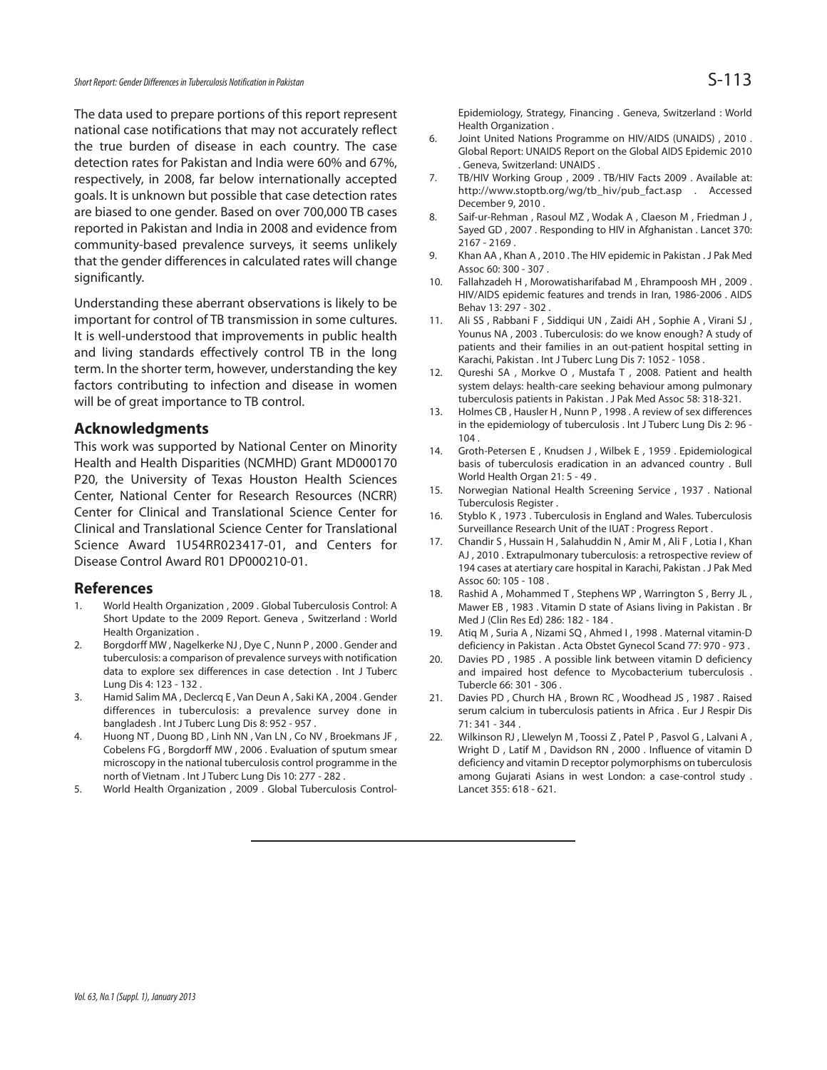The data used to prepare portions of this report represent national case notifications that may not accurately reflect the true burden of disease in each country. The case detection rates for Pakistan and India were 60% and 67%, respectively, in 2008, far below internationally accepted goals. It is unknown but possible that case detection rates are biased to one gender. Based on over 700,000 TB cases reported in Pakistan and India in 2008 and evidence from community-based prevalence surveys, it seems unlikely that the gender differences in calculated rates will change significantly.

Understanding these aberrant observations is likely to be important for control of TB transmission in some cultures. It is well-understood that improvements in public health and living standards effectively control TB in the long term. In the shorter term, however, understanding the key factors contributing to infection and disease in women will be of great importance to TB control.

## Acknowledgments

This work was supported by National Center on Minority Health and Health Disparities (NCMHD) Grant MD000170 P20, the University of Texas Houston Health Sciences Center, National Center for Research Resources (NCRR) Center for Clinical and Translational Science Center for Clinical and Translational Science Center for Translational Science Award 1U54RR023417-01, and Centers for Disease Control Award R01 DP000210-01.

## References

1. World Health Organization , 2009 . Global Tuberculosis Control: A Short Update to the 2009 Report. Geneva , Switzerland : World Health Organization .
2. Borgdorff MW , Nagelkerke NJ , Dye C , Nunn P , 2000 . Gender and tuberculosis: a comparison of prevalence surveys with notification data to explore sex differences in case detection . Int J Tuberc Lung Dis 4: 123 - 132 .
3. Hamid Salim MA , Declercq E , Van Deun A , Saki KA , 2004 . Gender differences in tuberculosis: a prevalence survey done in bangladesh . Int J Tuberc Lung Dis 8: 952 - 957 .
4. Huong NT , Duong BD , Linh NN , Van LN , Co NV , Broekmans JF , Cobelens FG , Borgdorff MW , 2006 . Evaluation of sputum smear microscopy in the national tuberculosis control programme in the north of Vietnam . Int J Tuberc Lung Dis 10: 277 - 282 .
5. World Health Organization , 2009 . Global Tuberculosis Control-Epidemiology, Strategy, Financing . Geneva, Switzerland : World Health Organization .
6. Joint United Nations Programme on HIV/AIDS (UNAIDS) , 2010 . Global Report: UNAIDS Report on the Global AIDS Epidemic 2010 . Geneva, Switzerland: UNAIDS .
7. TB/HIV Working Group , 2009 . TB/HIV Facts 2009 . Available at: http://www.stoptb.org/wg/tb_hiv/pub_fact.asp . Accessed December 9, 2010 .
8. Saif-ur-Rehman , Rasoul MZ , Wodak A , Claeson M , Friedman J , Sayed GD , 2007 . Responding to HIV in Afghanistan . Lancet 370: 2167 - 2169 .
9. Khan AA , Khan A , 2010 . The HIV epidemic in Pakistan . J Pak Med Assoc 60: 300 - 307 .
10. Fallahzadeh H , Morowatisharifabad M , Ehrampoosh MH , 2009 . HIV/AIDS epidemic features and trends in Iran, 1986-2006 . AIDS Behav 13: 297 - 302 .
11. Ali SS , Rabbani F , Siddiqui UN , Zaidi AH , Sophie A , Virani SJ , Younus NA , 2003 . Tuberculosis: do we know enough? A study of patients and their families in an out-patient hospital setting in Karachi, Pakistan . Int J Tuberc Lung Dis 7: 1052 - 1058 .
12. Qureshi SA , Morkve O , Mustafa T , 2008. Patient and health system delays: health-care seeking behaviour among pulmonary tuberculosis patients in Pakistan . J Pak Med Assoc 58: 318-321.
13. Holmes CB , Hausler H , Nunn P , 1998 . A review of sex differences in the epidemiology of tuberculosis . Int J Tuberc Lung Dis 2: 96 - 104 .
14. Groth-Petersen E , Knudsen J , Wilbek E , 1959 . Epidemiological basis of tuberculosis eradication in an advanced country . Bull World Health Organ 21: 5 - 49 .
15. Norwegian National Health Screening Service , 1937 . National Tuberculosis Register .
16. Styblo K , 1973 . Tuberculosis in England and Wales. Tuberculosis Surveillance Research Unit of the IUAT : Progress Report .
17. Chandir S , Hussain H , Salahuddin N , Amir M , Ali F , Lotia I , Khan AJ , 2010 . Extrapulmonary tuberculosis: a retrospective review of 194 cases at atertiary care hospital in Karachi, Pakistan . J Pak Med Assoc 60: 105 - 108 .
18. Rashid A , Mohammed T , Stephens WP , Warrington S , Berry JL , Mawer EB , 1983 . Vitamin D state of Asians living in Pakistan . Br Med J (Clin Res Ed) 286: 182 - 184 .
19. Atiq M , Suria A , Nizami SQ , Ahmed I , 1998 . Maternal vitamin-D deficiency in Pakistan . Acta Obstet Gynecol Scand 77: 970 - 973 .
20. Davies PD , 1985 . A possible link between vitamin D deficiency and impaired host defence to Mycobacterium tuberculosis . Tubercle 66: 301 - 306 .
21. Davies PD , Church HA , Brown RC , Woodhead JS , 1987 . Raised serum calcium in tuberculosis patients in Africa . Eur J Respir Dis 71: 341 - 344 .
22. Wilkinson RJ , Llewelyn M , Toossi Z , Patel P , Pasvol G , Lalvani A , Wright D , Latif M , Davidson RN , 2000 . Influence of vitamin D deficiency and vitamin D receptor polymorphisms on tuberculosis among Gujarati Asians in west London: a case-control study . Lancet 355: 618 - 621.